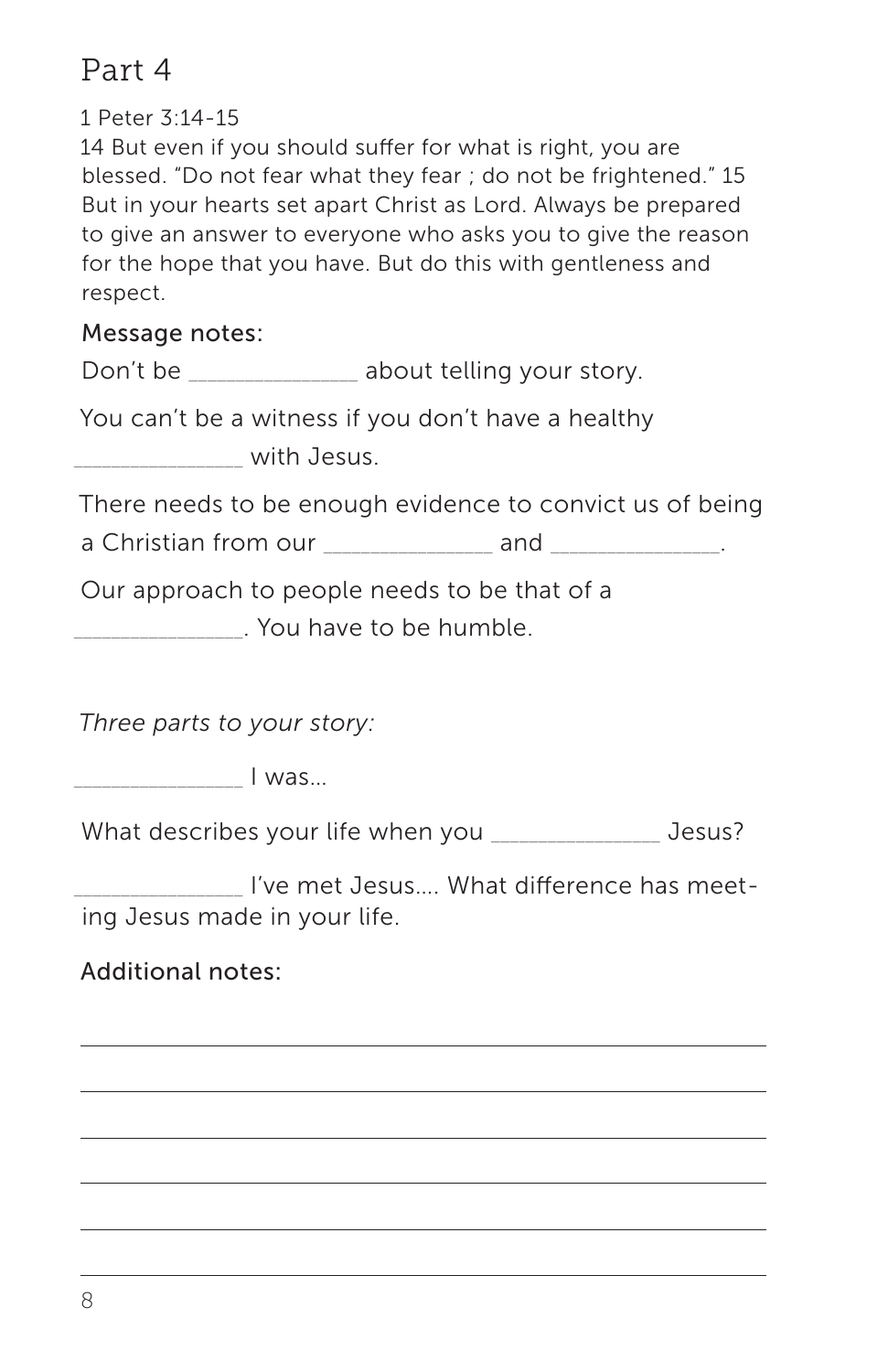# Part 4

1 Peter 3:14-15
14 But even if you should suffer for what is right, you are blessed. "Do not fear what they fear ; do not be frightened." 15 But in your hearts set apart Christ as Lord. Always be prepared to give an answer to everyone who asks you to give the reason for the hope that you have. But do this with gentleness and respect.

## Message notes:

Don't be _____________ about telling your story.

You can't be a witness if you don't have a healthy _____________ with Jesus.

There needs to be enough evidence to convict us of being a Christian from our _____________ and _____________.

Our approach to people needs to be that of a _____________. You have to be humble.

*Three parts to your story:*

_____________ I was...

What describes your life when you _____________ Jesus?

_____________ I've met Jesus.... What difference has meeting Jesus made in your life.

## Additional notes:

___________________________________________

___________________________________________

___________________________________________

___________________________________________

___________________________________________

___________________________________________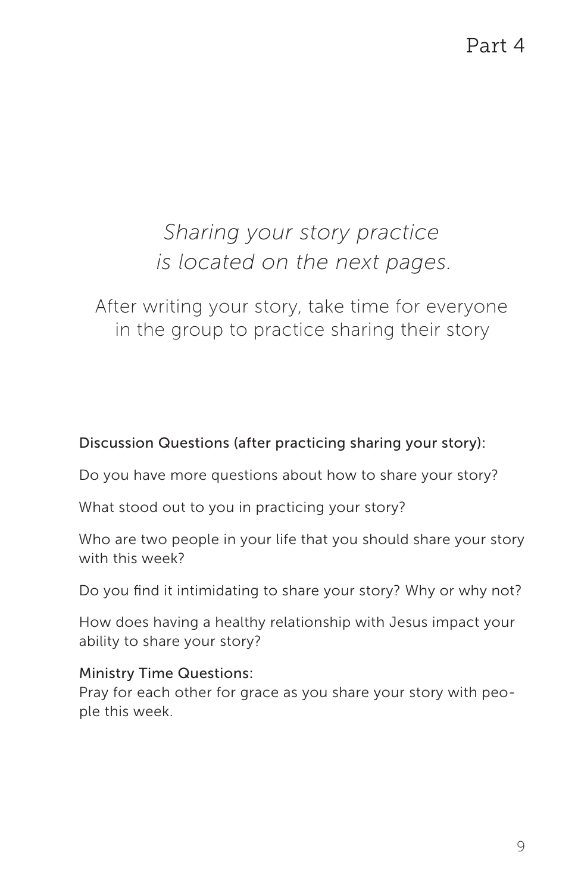# Part 4

*Sharing your story practice is located on the next pages.*

After writing your story, take time for everyone in the group to practice sharing their story

Discussion Questions (after practicing sharing your story):

Do you have more questions about how to share your story?

What stood out to you in practicing your story?

Who are two people in your life that you should share your story with this week?

Do you find it intimidating to share your story? Why or why not?

How does having a healthy relationship with Jesus impact your ability to share your story?

Ministry Time Questions:
Pray for each other for grace as you share your story with people this week.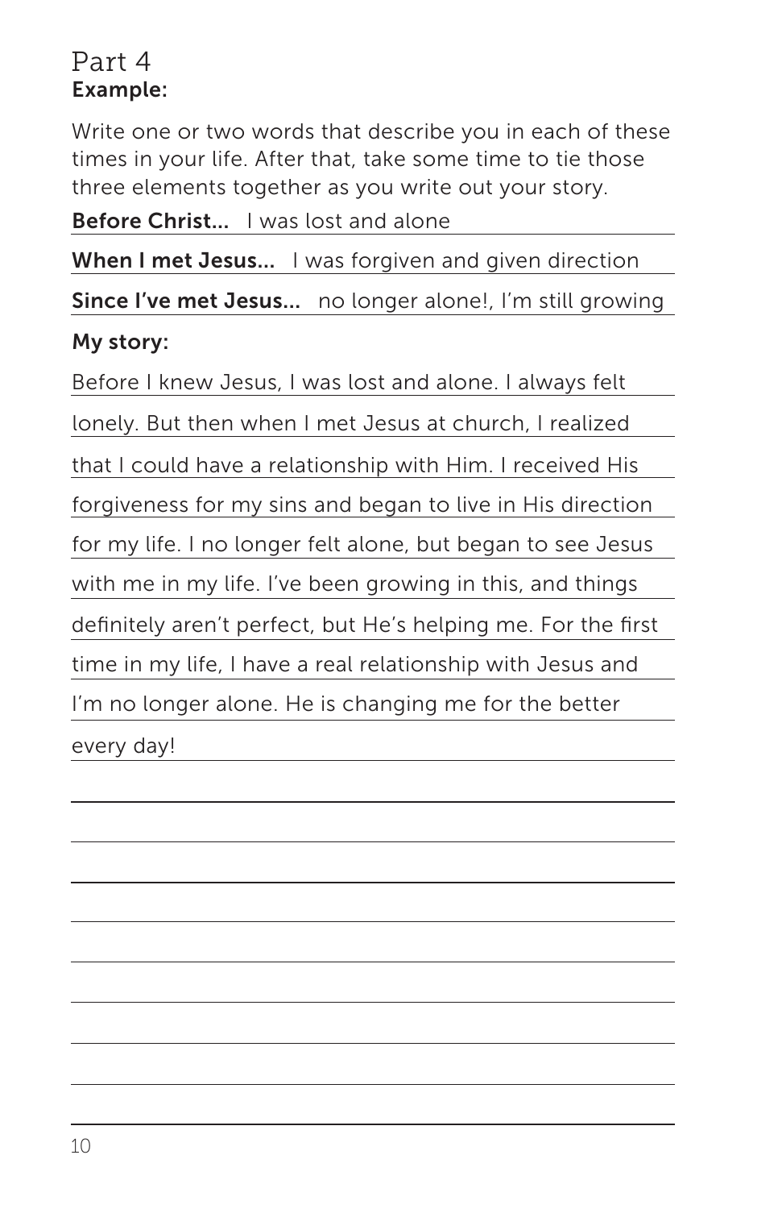## Part 4

**Example:**

Write one or two words that describe you in each of these times in your life. After that, take some time to tie those three elements together as you write out your story.

**Before Christ...** I was lost and alone

**When I met Jesus...** I was forgiven and given direction

**Since I've met Jesus...** no longer alone!, I'm still growing

**My story:**

Before I knew Jesus, I was lost and alone. I always felt lonely. But then when I met Jesus at church, I realized that I could have a relationship with Him. I received His forgiveness for my sins and began to live in His direction for my life. I no longer felt alone, but began to see Jesus with me in my life. I've been growing in this, and things definitely aren't perfect, but He's helping me. For the first time in my life, I have a real relationship with Jesus and I'm no longer alone. He is changing me for the better every day!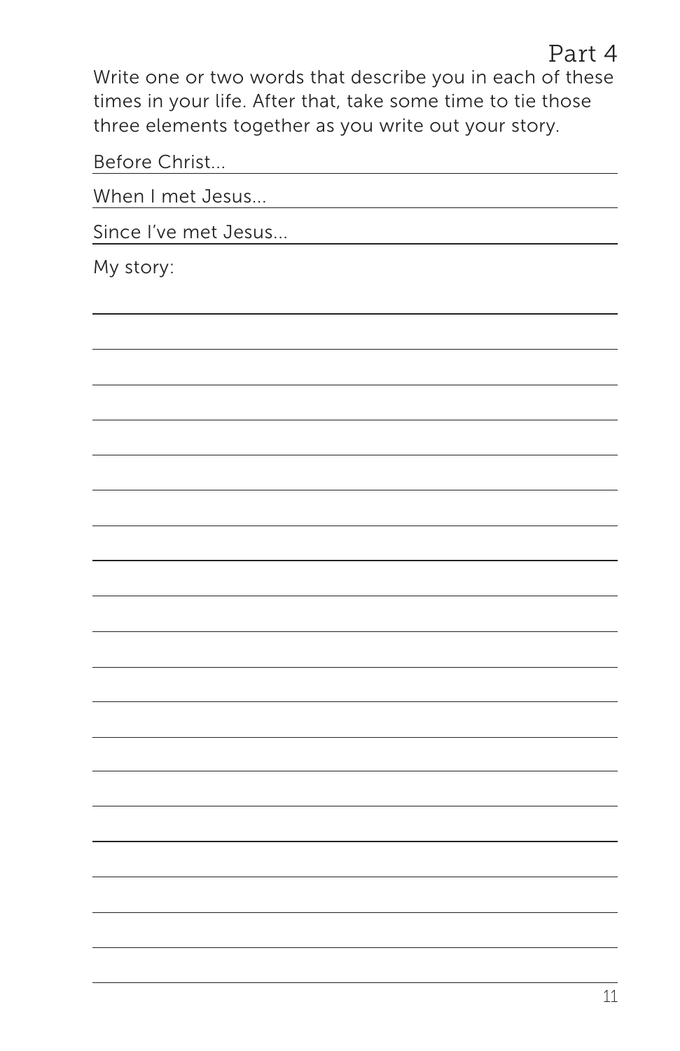## Part 4

Write one or two words that describe you in each of these times in your life. After that, take some time to tie those three elements together as you write out your story.

Before Christ... \_\_\_\_\_\_\_\_\_\_\_\_\_\_\_\_\_\_\_\_\_\_\_\_\_\_\_\_\_\_\_\_\_\_\_\_\_\_\_\_

When I met Jesus... \_\_\_\_\_\_\_\_\_\_\_\_\_\_\_\_\_\_\_\_\_\_\_\_\_\_\_\_\_\_\_\_\_\_\_\_\_\_

Since I've met Jesus... \_\_\_\_\_\_\_\_\_\_\_\_\_\_\_\_\_\_\_\_\_\_\_\_\_\_\_\_\_\_\_\_\_\_\_\_\_

My story:

\_\_\_\_\_\_\_\_\_\_\_\_\_\_\_\_\_\_\_\_\_\_\_\_\_\_\_\_\_\_\_\_\_\_\_\_\_\_\_\_\_\_\_\_\_\_\_\_\_\_\_\_\_\_\_\_

\_\_\_\_\_\_\_\_\_\_\_\_\_\_\_\_\_\_\_\_\_\_\_\_\_\_\_\_\_\_\_\_\_\_\_\_\_\_\_\_\_\_\_\_\_\_\_\_\_\_\_\_\_\_\_\_

\_\_\_\_\_\_\_\_\_\_\_\_\_\_\_\_\_\_\_\_\_\_\_\_\_\_\_\_\_\_\_\_\_\_\_\_\_\_\_\_\_\_\_\_\_\_\_\_\_\_\_\_\_\_\_\_

\_\_\_\_\_\_\_\_\_\_\_\_\_\_\_\_\_\_\_\_\_\_\_\_\_\_\_\_\_\_\_\_\_\_\_\_\_\_\_\_\_\_\_\_\_\_\_\_\_\_\_\_\_\_\_\_

\_\_\_\_\_\_\_\_\_\_\_\_\_\_\_\_\_\_\_\_\_\_\_\_\_\_\_\_\_\_\_\_\_\_\_\_\_\_\_\_\_\_\_\_\_\_\_\_\_\_\_\_\_\_\_\_

\_\_\_\_\_\_\_\_\_\_\_\_\_\_\_\_\_\_\_\_\_\_\_\_\_\_\_\_\_\_\_\_\_\_\_\_\_\_\_\_\_\_\_\_\_\_\_\_\_\_\_\_\_\_\_\_

\_\_\_\_\_\_\_\_\_\_\_\_\_\_\_\_\_\_\_\_\_\_\_\_\_\_\_\_\_\_\_\_\_\_\_\_\_\_\_\_\_\_\_\_\_\_\_\_\_\_\_\_\_\_\_\_

\_\_\_\_\_\_\_\_\_\_\_\_\_\_\_\_\_\_\_\_\_\_\_\_\_\_\_\_\_\_\_\_\_\_\_\_\_\_\_\_\_\_\_\_\_\_\_\_\_\_\_\_\_\_\_\_

\_\_\_\_\_\_\_\_\_\_\_\_\_\_\_\_\_\_\_\_\_\_\_\_\_\_\_\_\_\_\_\_\_\_\_\_\_\_\_\_\_\_\_\_\_\_\_\_\_\_\_\_\_\_\_\_

\_\_\_\_\_\_\_\_\_\_\_\_\_\_\_\_\_\_\_\_\_\_\_\_\_\_\_\_\_\_\_\_\_\_\_\_\_\_\_\_\_\_\_\_\_\_\_\_\_\_\_\_\_\_\_\_

\_\_\_\_\_\_\_\_\_\_\_\_\_\_\_\_\_\_\_\_\_\_\_\_\_\_\_\_\_\_\_\_\_\_\_\_\_\_\_\_\_\_\_\_\_\_\_\_\_\_\_\_\_\_\_\_

\_\_\_\_\_\_\_\_\_\_\_\_\_\_\_\_\_\_\_\_\_\_\_\_\_\_\_\_\_\_\_\_\_\_\_\_\_\_\_\_\_\_\_\_\_\_\_\_\_\_\_\_\_\_\_\_

\_\_\_\_\_\_\_\_\_\_\_\_\_\_\_\_\_\_\_\_\_\_\_\_\_\_\_\_\_\_\_\_\_\_\_\_\_\_\_\_\_\_\_\_\_\_\_\_\_\_\_\_\_\_\_\_

\_\_\_\_\_\_\_\_\_\_\_\_\_\_\_\_\_\_\_\_\_\_\_\_\_\_\_\_\_\_\_\_\_\_\_\_\_\_\_\_\_\_\_\_\_\_\_\_\_\_\_\_\_\_\_\_

\_\_\_\_\_\_\_\_\_\_\_\_\_\_\_\_\_\_\_\_\_\_\_\_\_\_\_\_\_\_\_\_\_\_\_\_\_\_\_\_\_\_\_\_\_\_\_\_\_\_\_\_\_\_\_\_

\_\_\_\_\_\_\_\_\_\_\_\_\_\_\_\_\_\_\_\_\_\_\_\_\_\_\_\_\_\_\_\_\_\_\_\_\_\_\_\_\_\_\_\_\_\_\_\_\_\_\_\_\_\_\_\_

\_\_\_\_\_\_\_\_\_\_\_\_\_\_\_\_\_\_\_\_\_\_\_\_\_\_\_\_\_\_\_\_\_\_\_\_\_\_\_\_\_\_\_\_\_\_\_\_\_\_\_\_\_\_\_\_

\_\_\_\_\_\_\_\_\_\_\_\_\_\_\_\_\_\_\_\_\_\_\_\_\_\_\_\_\_\_\_\_\_\_\_\_\_\_\_\_\_\_\_\_\_\_\_\_\_\_\_\_\_\_\_\_

\_\_\_\_\_\_\_\_\_\_\_\_\_\_\_\_\_\_\_\_\_\_\_\_\_\_\_\_\_\_\_\_\_\_\_\_\_\_\_\_\_\_\_\_\_\_\_\_\_\_\_\_\_\_\_\_

\_\_\_\_\_\_\_\_\_\_\_\_\_\_\_\_\_\_\_\_\_\_\_\_\_\_\_\_\_\_\_\_\_\_\_\_\_\_\_\_\_\_\_\_\_\_\_\_\_\_\_\_\_\_\_\_